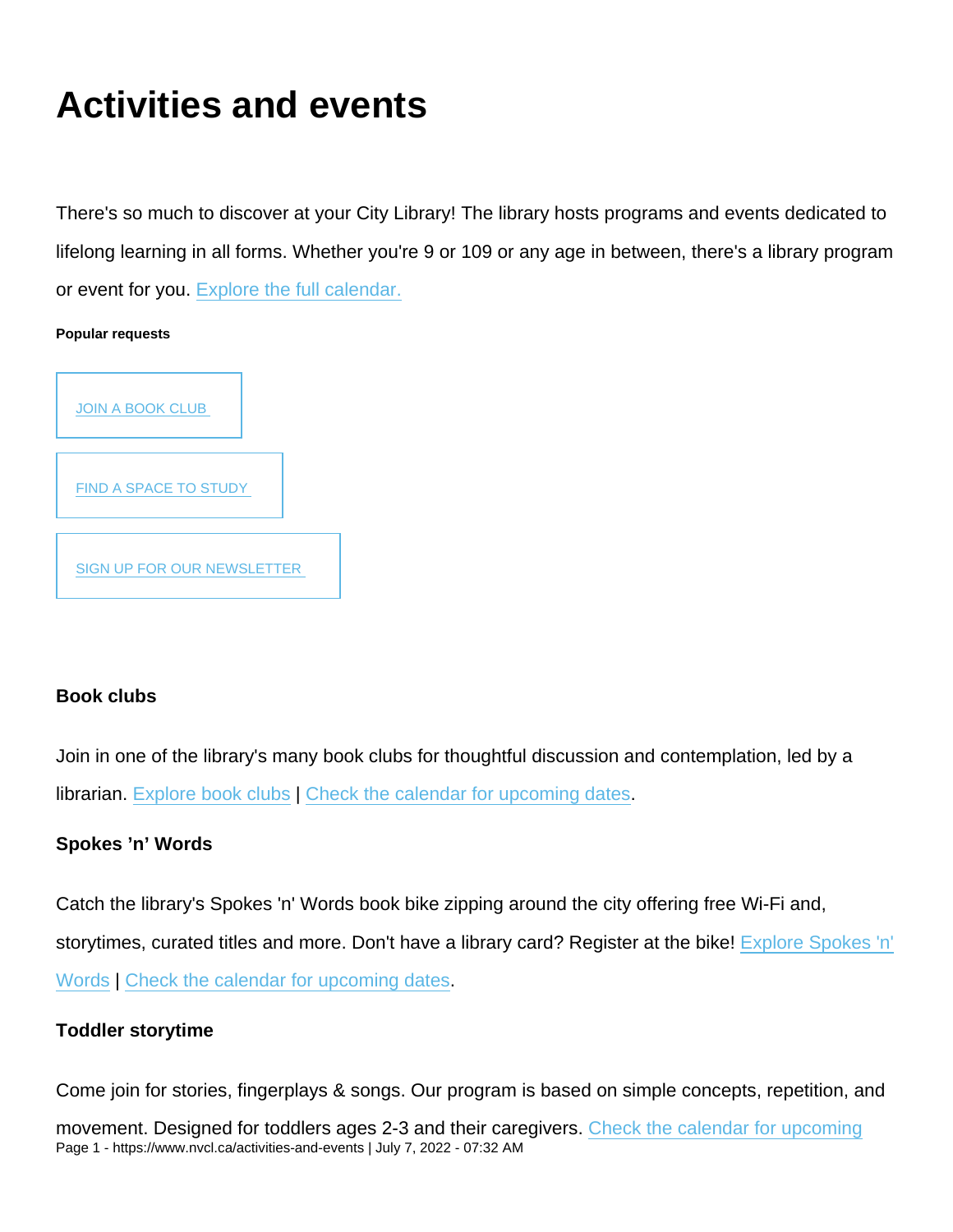# Activities and events

There's so much to discover at your City Library! The library hosts programs and events dedicated to lifelong learning in all forms. Whether you're 9 or 109 or any age in between, there's a library program or event for you. Explore the full calendar.

**Popular requests**

JOIN A BOOK CLUB

FIND A SPACE TO STUDY

SIGN UP FOR OUR NEWSLETTER

### Book clubs

Join in one of the library's many book clubs for thoughtful discussion and contemplation, led by a librarian. Explore book clubs | Check the calendar for upcoming dates.

### Spokes ’n’ Words

Catch the library's Spokes 'n' Words book bike zipping around the city offering free Wi-Fi and, storytimes, curated titles and more. Don't have a library card? Register at the bike! Explore Spokes 'n' Words | Check the calendar for upcoming dates.

### Toddler storytime

Come join for stories, fingerplays & songs. Our program is based on simple concepts, repetition, and movement. Designed for toddlers ages 2-3 and their caregivers. Check the calendar for upcoming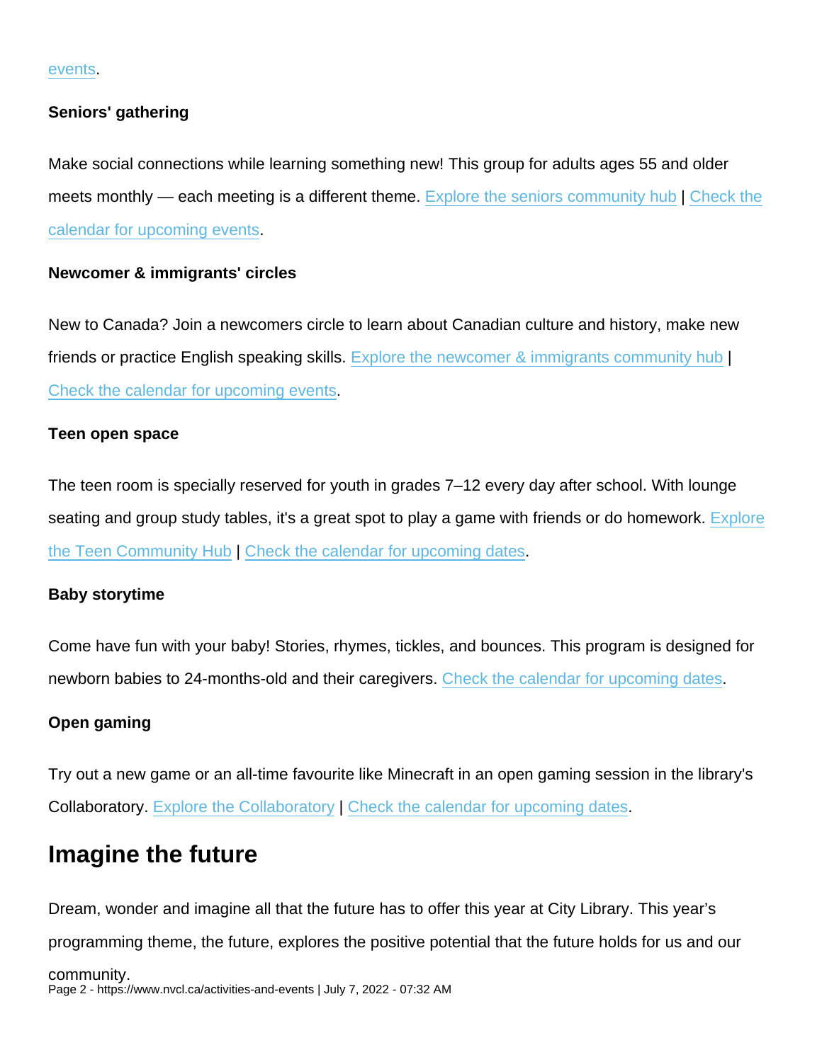events.

**Seniors' gathering**

Make social connections while learning something new! This group for adults ages 55 and older meets monthly — each meeting is a different theme. Explore the seniors community hub | Check the calendar for upcoming events.

**Newcomer & immigrants' circles**

New to Canada? Join a newcomers circle to learn about Canadian culture and history, make new friends or practice English speaking skills. Explore the newcomer & immigrants community hub | Check the calendar for upcoming events.

**Teen open space**

The teen room is specially reserved for youth in grades 7–12 every day after school. With lounge seating and group study tables, it's a great spot to play a game with friends or do homework. Explore the Teen Community Hub | Check the calendar for upcoming dates.

**Baby storytime**

Come have fun with your baby! Stories, rhymes, tickles, and bounces. This program is designed for newborn babies to 24-months-old and their caregivers. Check the calendar for upcoming dates.

**Open gaming**

Try out a new game or an all-time favourite like Minecraft in an open gaming session in the library's Collaboratory. Explore the Collaboratory | Check the calendar for upcoming dates.

## Imagine the future

Dream, wonder and imagine all that the future has to offer this year at City Library. This year's programming theme, the future, explores the positive potential that the future holds for us and our community.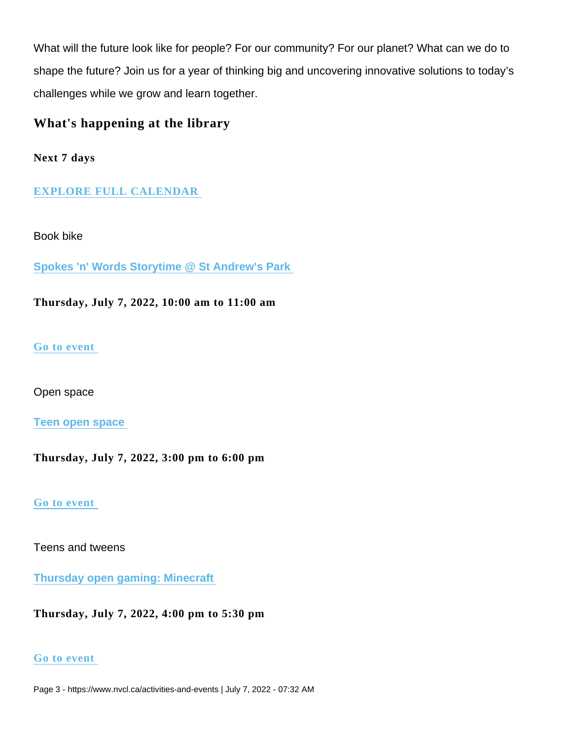What will the future look like for people? For our community? For our planet? What can we do to shape the future? Join us for a year of thinking big and uncovering innovative solutions to today's challenges while we grow and learn together.

## What's happening at the library

### Next 7 days

**EXPLORE FULL CALENDAR**

Book bike

**Spokes 'n' Words Storytime @ St Andrew's Park**

**Thursday, July 7, 2022, 10:00 am to 11:00 am**

**Go to event**

Open space

**Teen open space**

**Thursday, July 7, 2022, 3:00 pm to 6:00 pm**

**Go to event**

Teens and tweens

**Thursday open gaming: Minecraft**

**Thursday, July 7, 2022, 4:00 pm to 5:30 pm**

**Go to event**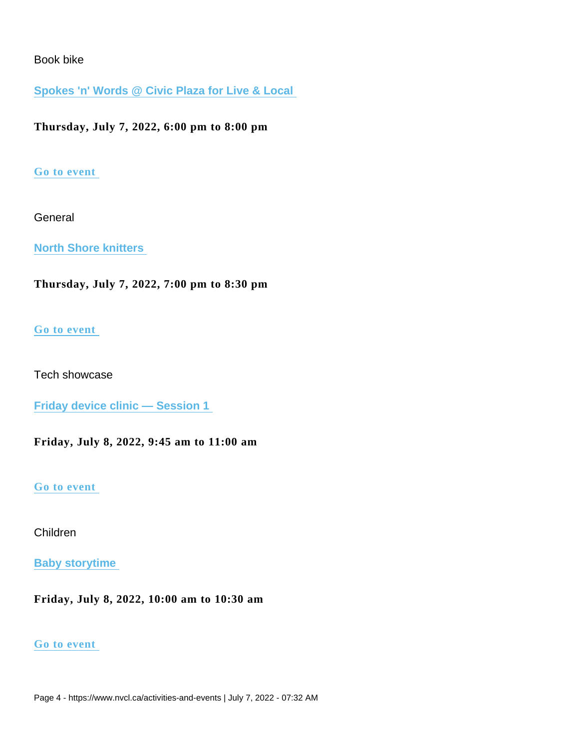Book bike

**Spokes 'n' Words @ Civic Plaza for Live & Local**

**Thursday, July 7, 2022, 6:00 pm to 8:00 pm**

**Go to event**

General

**North Shore knitters**

**Thursday, July 7, 2022, 7:00 pm to 8:30 pm**

**Go to event**

Tech showcase

**Friday device clinic — Session 1**

**Friday, July 8, 2022, 9:45 am to 11:00 am**

**Go to event**

Children

**Baby storytime**

**Friday, July 8, 2022, 10:00 am to 10:30 am**

**Go to event**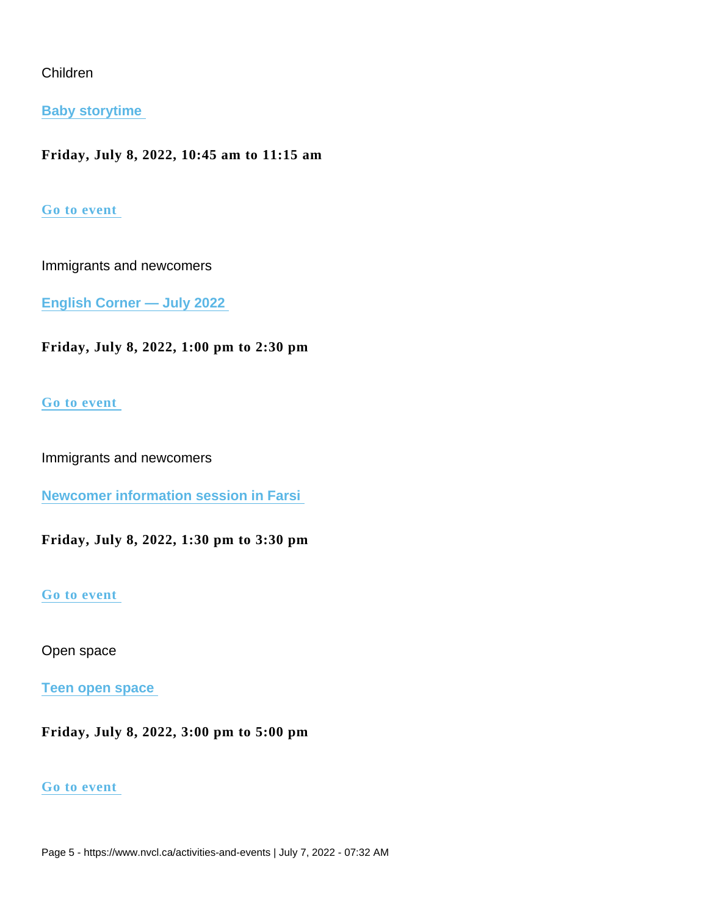Children

**[Baby storytime](#)**

**Friday, July 8, 2022, 10:45 am to 11:15 am**

**[Go to event](#)**

Immigrants and newcomers

**[English Corner — July 2022](#)**

**Friday, July 8, 2022, 1:00 pm to 2:30 pm**

**[Go to event](#)**

Immigrants and newcomers

**[Newcomer information session in Farsi](#)**

**Friday, July 8, 2022, 1:30 pm to 3:30 pm**

**[Go to event](#)**

Open space

**[Teen open space](#)**

**Friday, July 8, 2022, 3:00 pm to 5:00 pm**

**[Go to event](#)**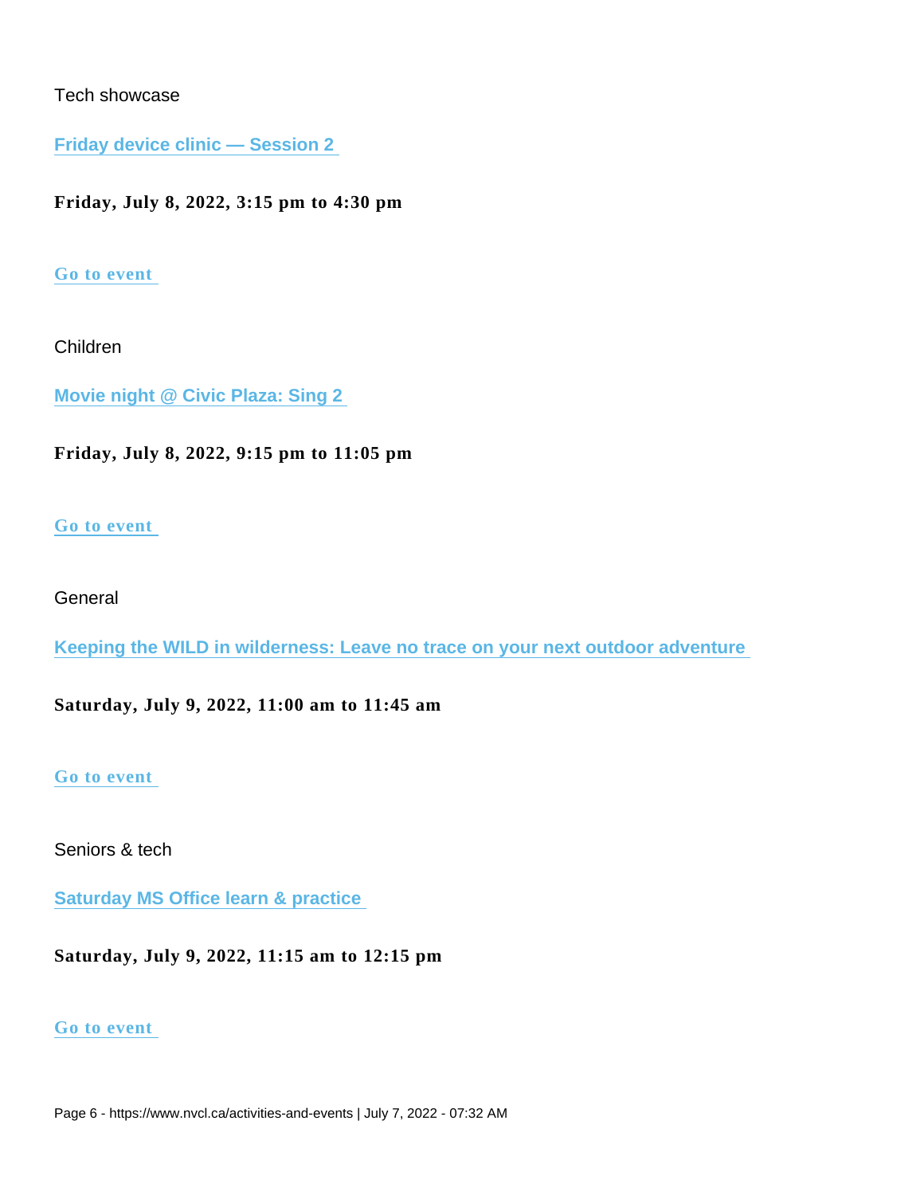Tech showcase

**Friday device clinic — Session 2**

**Friday, July 8, 2022, 3:15 pm to 4:30 pm**

**Go to event**

Children

**Movie night @ Civic Plaza: Sing 2**

**Friday, July 8, 2022, 9:15 pm to 11:05 pm**

**Go to event**

General

**Keeping the WILD in wilderness: Leave no trace on your next outdoor adventure**

**Saturday, July 9, 2022, 11:00 am to 11:45 am**

**Go to event**

Seniors & tech

**Saturday MS Office learn & practice**

**Saturday, July 9, 2022, 11:15 am to 12:15 pm**

**Go to event**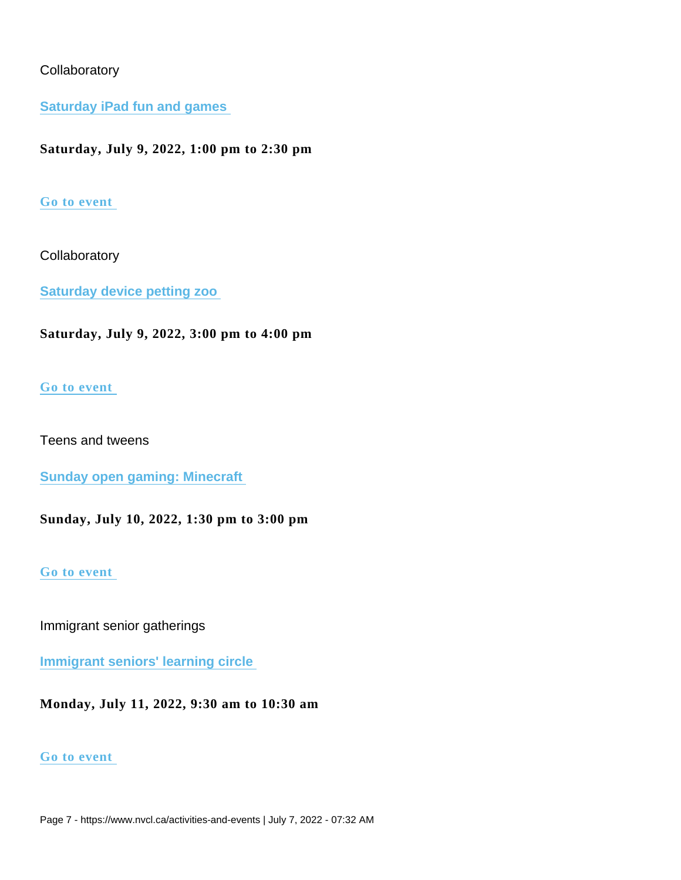Collaboratory

**Saturday iPad fun and games**

**Saturday, July 9, 2022, 1:00 pm to 2:30 pm**

**Go to event**

Collaboratory

**Saturday device petting zoo**

**Saturday, July 9, 2022, 3:00 pm to 4:00 pm**

**Go to event**

Teens and tweens

**Sunday open gaming: Minecraft**

**Sunday, July 10, 2022, 1:30 pm to 3:00 pm**

**Go to event**

Immigrant senior gatherings

**Immigrant seniors' learning circle**

**Monday, July 11, 2022, 9:30 am to 10:30 am**

**Go to event**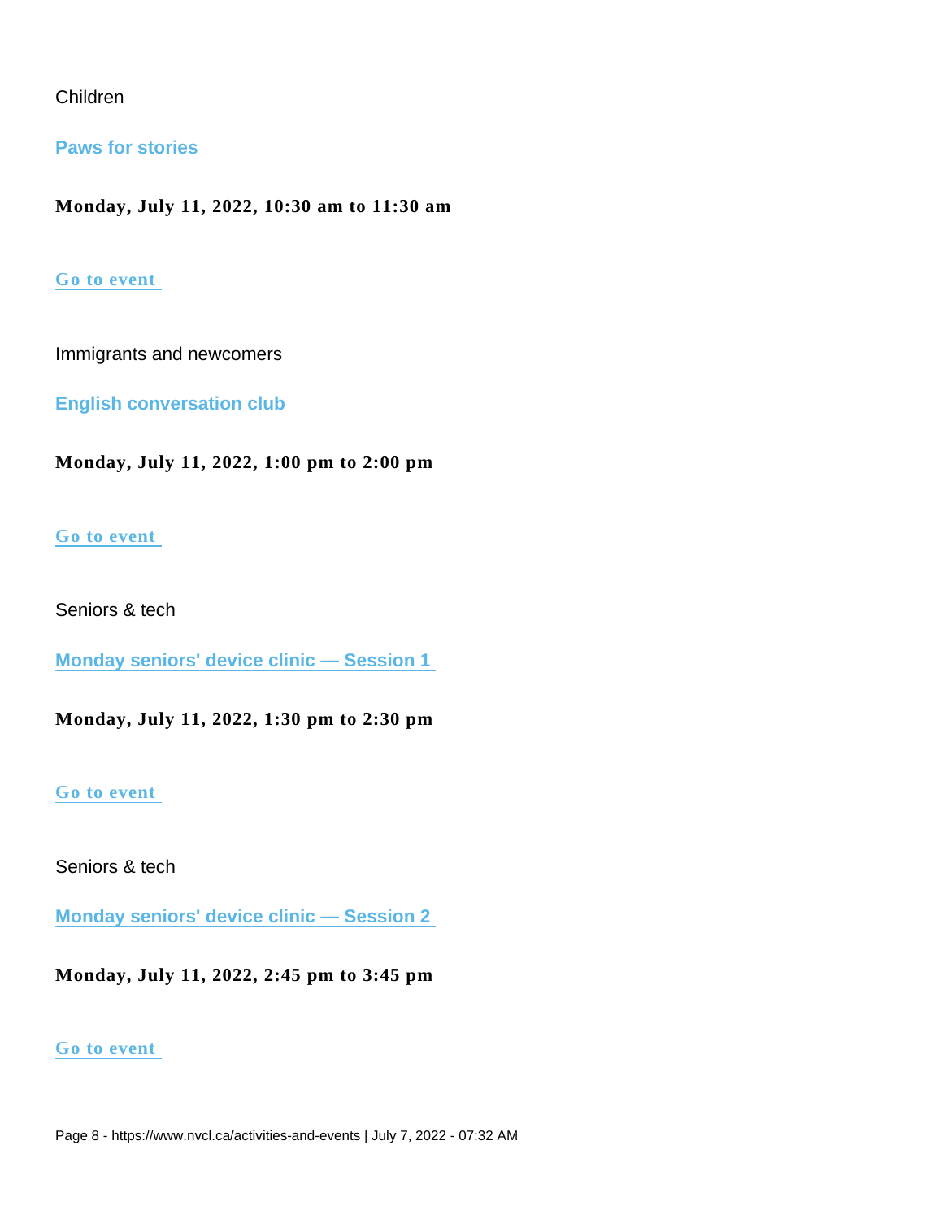Children

**Paws for stories**

**Monday, July 11, 2022, 10:30 am to 11:30 am**

**Go to event**

Immigrants and newcomers

**English conversation club**

**Monday, July 11, 2022, 1:00 pm to 2:00 pm**

**Go to event**

Seniors & tech

**Monday seniors' device clinic — Session 1**

**Monday, July 11, 2022, 1:30 pm to 2:30 pm**

**Go to event**

Seniors & tech

**Monday seniors' device clinic — Session 2**

**Monday, July 11, 2022, 2:45 pm to 3:45 pm**

**Go to event**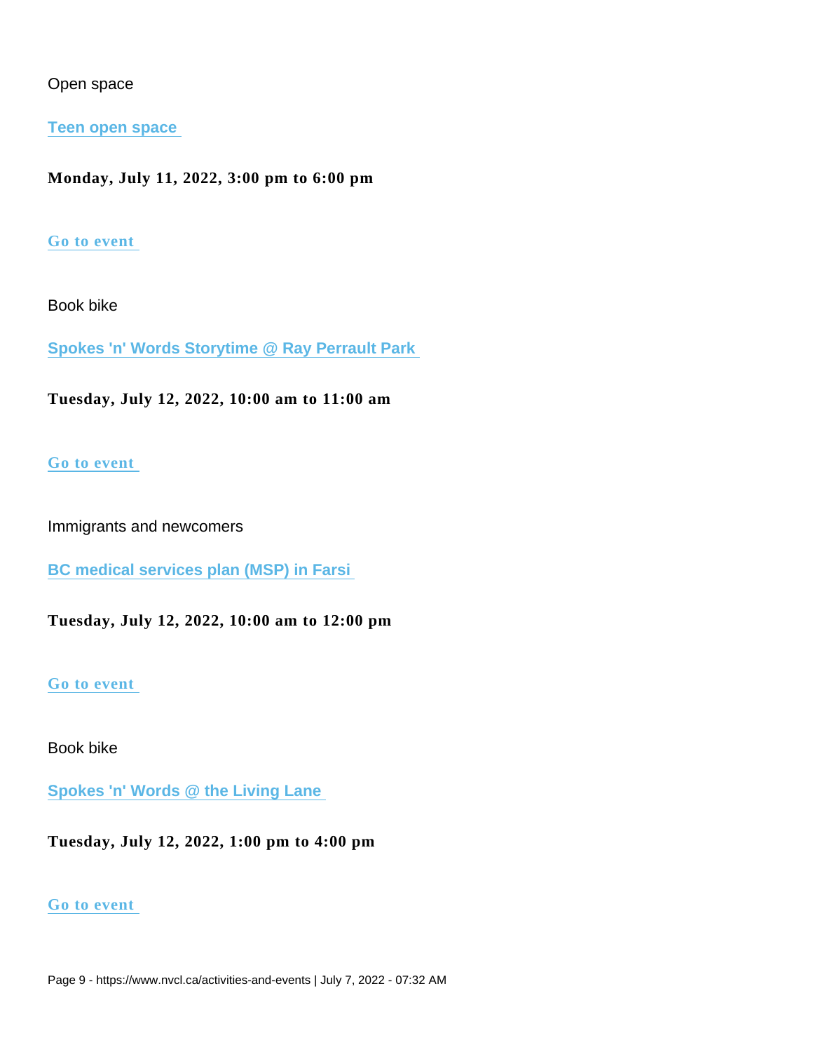Open space

**Teen open space**

**Monday, July 11, 2022, 3:00 pm to 6:00 pm**

**Go to event**

Book bike

**Spokes 'n' Words Storytime @ Ray Perrault Park**

**Tuesday, July 12, 2022, 10:00 am to 11:00 am**

**Go to event**

Immigrants and newcomers

**BC medical services plan (MSP) in Farsi**

**Tuesday, July 12, 2022, 10:00 am to 12:00 pm**

**Go to event**

Book bike

**Spokes 'n' Words @ the Living Lane**

**Tuesday, July 12, 2022, 1:00 pm to 4:00 pm**

**Go to event**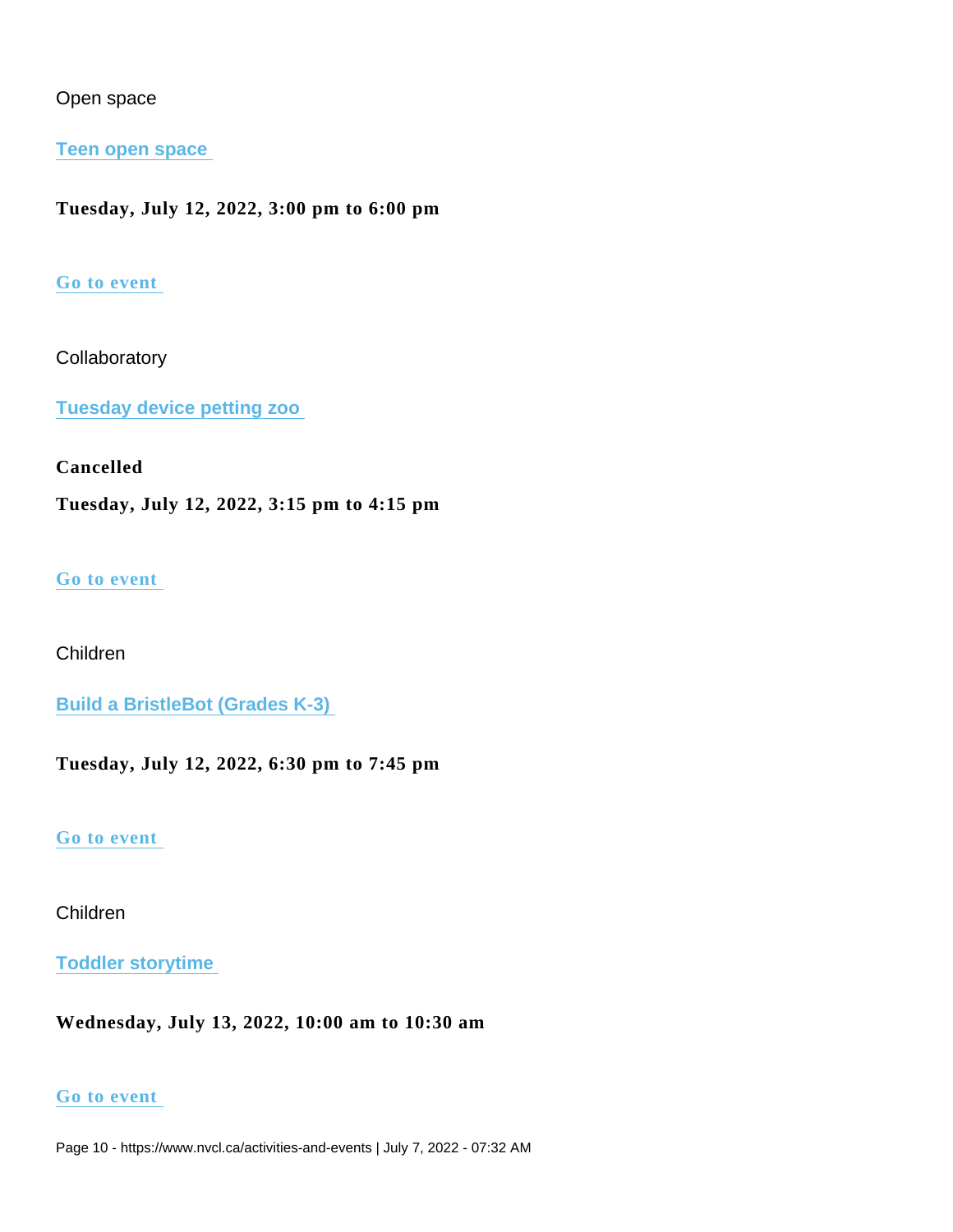Open space

**[Teen open space](#)**

**Tuesday, July 12, 2022, 3:00 pm to 6:00 pm**

**[Go to event](#)**

Collaboratory

**[Tuesday device petting zoo](#)**

**Cancelled**

**Tuesday, July 12, 2022, 3:15 pm to 4:15 pm**

**[Go to event](#)**

Children

**[Build a BristleBot (Grades K-3)](#)**

**Tuesday, July 12, 2022, 6:30 pm to 7:45 pm**

**[Go to event](#)**

Children

**[Toddler storytime](#)**

**Wednesday, July 13, 2022, 10:00 am to 10:30 am**

**[Go to event](#)**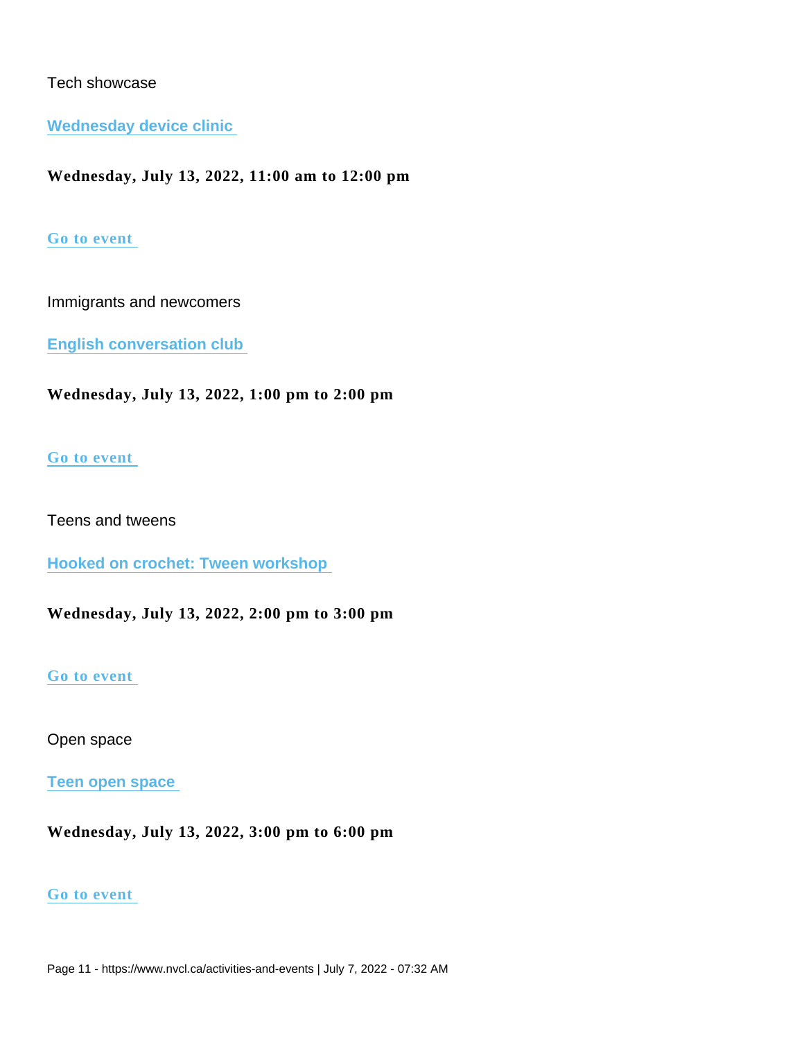Tech showcase

**Wednesday device clinic**

**Wednesday, July 13, 2022, 11:00 am to 12:00 pm**

**Go to event**

Immigrants and newcomers

**English conversation club**

**Wednesday, July 13, 2022, 1:00 pm to 2:00 pm**

**Go to event**

Teens and tweens

**Hooked on crochet: Tween workshop**

**Wednesday, July 13, 2022, 2:00 pm to 3:00 pm**

**Go to event**

Open space

**Teen open space**

**Wednesday, July 13, 2022, 3:00 pm to 6:00 pm**

**Go to event**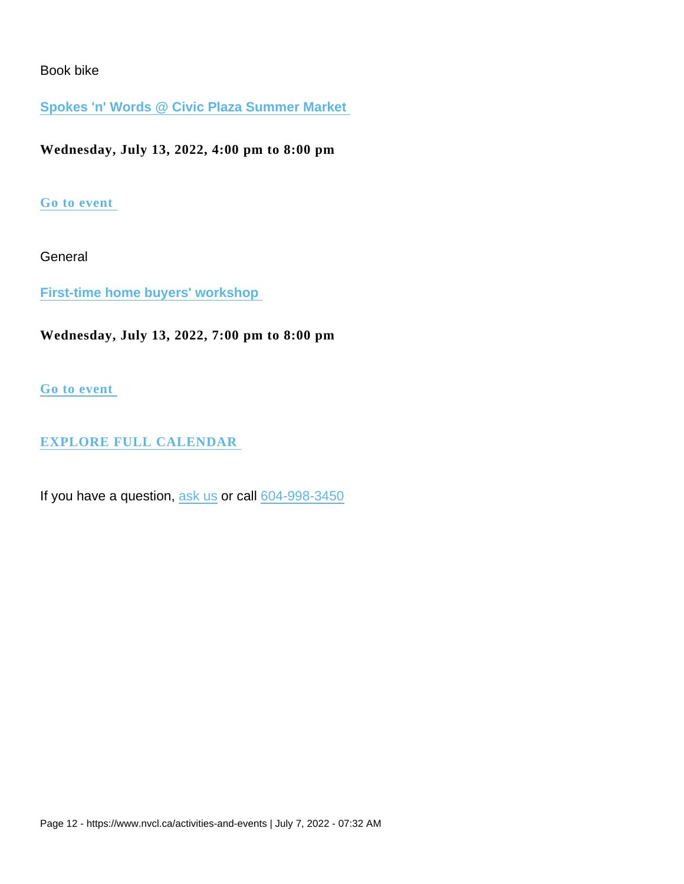Book bike

**Spokes 'n' Words @ Civic Plaza Summer Market**

**Wednesday, July 13, 2022, 4:00 pm to 8:00 pm**

**Go to event**

General

**First-time home buyers' workshop**

**Wednesday, July 13, 2022, 7:00 pm to 8:00 pm**

**Go to event**

**EXPLORE FULL CALENDAR**

If you have a question, ask us or call 604-998-3450